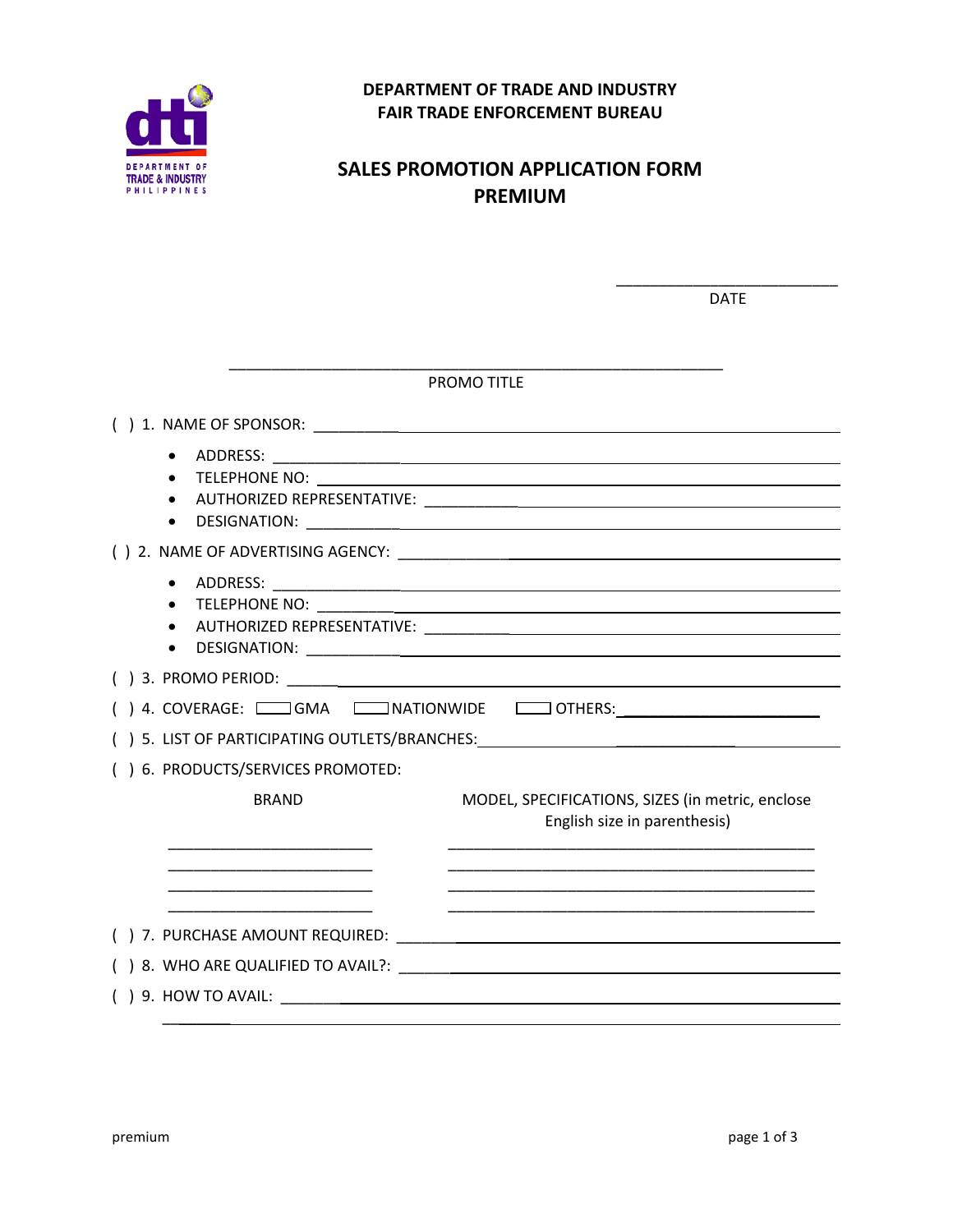**DEPARTMENT OF TRADE AND INDUSTRY**
**FAIR TRADE ENFORCEMENT BUREAU**

# SALES PROMOTION APPLICATION FORM
# PREMIUM

\_\_\_\_\_\_\_\_\_\_\_\_\_\_\_\_\_\_\_\_\_\_\_\_\_\_
DATE

\_\_\_\_\_\_\_\_\_\_\_\_\_\_\_\_\_\_\_\_\_\_\_\_\_\_\_\_\_\_\_\_\_\_\_\_\_\_\_\_\_\_\_\_\_\_\_\_\_\_\_\_\_\_\_\_\_\_
PROMO TITLE

( ) 1. NAME OF SPONSOR: \_\_\_\_\_\_\_\_\_\_\_\_\_\_\_\_\_\_\_\_\_\_\_\_\_\_\_\_\_\_\_\_\_\_\_\_\_\_\_\_\_\_\_\_\_\_\_\_\_\_

- ADDRESS: \_\_\_\_\_\_\_\_\_\_\_\_\_\_\_\_\_\_\_\_\_\_\_\_\_\_\_\_\_\_\_\_\_\_\_\_\_\_\_\_\_\_\_\_\_\_\_\_\_\_\_\_\_\_\_\_
- TELEPHONE NO: \_\_\_\_\_\_\_\_\_\_\_\_\_\_\_\_\_\_\_\_\_\_\_\_\_\_\_\_\_\_\_\_\_\_\_\_\_\_\_\_\_\_\_\_\_\_\_\_\_\_\_
- AUTHORIZED REPRESENTATIVE: \_\_\_\_\_\_\_\_\_\_\_\_\_\_\_\_\_\_\_\_\_\_\_\_\_\_\_\_\_\_\_\_\_\_\_\_\_\_\_
- DESIGNATION: \_\_\_\_\_\_\_\_\_\_\_\_\_\_\_\_\_\_\_\_\_\_\_\_\_\_\_\_\_\_\_\_\_\_\_\_\_\_\_\_\_\_\_\_\_\_\_\_\_\_\_\_

( ) 2. NAME OF ADVERTISING AGENCY: \_\_\_\_\_\_\_\_\_\_\_\_\_\_\_\_\_\_\_\_\_\_\_\_\_\_\_\_\_\_\_\_\_\_\_\_\_\_\_\_

- ADDRESS: \_\_\_\_\_\_\_\_\_\_\_\_\_\_\_\_\_\_\_\_\_\_\_\_\_\_\_\_\_\_\_\_\_\_\_\_\_\_\_\_\_\_\_\_\_\_\_\_\_\_\_\_\_\_\_\_
- TELEPHONE NO: \_\_\_\_\_\_\_\_\_\_\_\_\_\_\_\_\_\_\_\_\_\_\_\_\_\_\_\_\_\_\_\_\_\_\_\_\_\_\_\_\_\_\_\_\_\_\_\_\_\_\_
- AUTHORIZED REPRESENTATIVE: \_\_\_\_\_\_\_\_\_\_\_\_\_\_\_\_\_\_\_\_\_\_\_\_\_\_\_\_\_\_\_\_\_\_\_\_\_\_\_
- DESIGNATION: \_\_\_\_\_\_\_\_\_\_\_\_\_\_\_\_\_\_\_\_\_\_\_\_\_\_\_\_\_\_\_\_\_\_\_\_\_\_\_\_\_\_\_\_\_\_\_\_\_\_\_\_

( ) 3. PROMO PERIOD: \_\_\_\_\_\_\_\_\_\_\_\_\_\_\_\_\_\_\_\_\_\_\_\_\_\_\_\_\_\_\_\_\_\_\_\_\_\_\_\_\_\_\_\_\_\_\_\_\_\_\_\_\_\_

( ) 4. COVERAGE: ☐ GMA ☐ NATIONWIDE ☐ OTHERS: \_\_\_\_\_\_\_\_\_\_\_\_\_\_\_\_\_\_\_\_\_\_\_\_

( ) 5. LIST OF PARTICIPATING OUTLETS/BRANCHES: \_\_\_\_\_\_\_\_\_\_\_\_\_\_\_\_\_\_\_\_\_\_\_\_\_\_\_\_\_\_\_\_

( ) 6. PRODUCTS/SERVICES PROMOTED:

| BRAND | MODEL, SPECIFICATIONS, SIZES (in metric, enclose English size in parenthesis) |
|---|---|
| \_\_\_\_\_\_\_\_\_\_\_\_\_\_\_\_\_\_\_\_\_\_\_\_\_ | \_\_\_\_\_\_\_\_\_\_\_\_\_\_\_\_\_\_\_\_\_\_\_\_\_\_\_\_\_\_\_\_\_\_\_\_\_\_\_\_\_\_\_\_\_ |
| \_\_\_\_\_\_\_\_\_\_\_\_\_\_\_\_\_\_\_\_\_\_\_\_\_ | \_\_\_\_\_\_\_\_\_\_\_\_\_\_\_\_\_\_\_\_\_\_\_\_\_\_\_\_\_\_\_\_\_\_\_\_\_\_\_\_\_\_\_\_\_ |
| \_\_\_\_\_\_\_\_\_\_\_\_\_\_\_\_\_\_\_\_\_\_\_\_\_ | \_\_\_\_\_\_\_\_\_\_\_\_\_\_\_\_\_\_\_\_\_\_\_\_\_\_\_\_\_\_\_\_\_\_\_\_\_\_\_\_\_\_\_\_\_ |
| \_\_\_\_\_\_\_\_\_\_\_\_\_\_\_\_\_\_\_\_\_\_\_\_\_ | \_\_\_\_\_\_\_\_\_\_\_\_\_\_\_\_\_\_\_\_\_\_\_\_\_\_\_\_\_\_\_\_\_\_\_\_\_\_\_\_\_\_\_\_\_ |

( ) 7. PURCHASE AMOUNT REQUIRED: \_\_\_\_\_\_\_\_\_\_\_\_\_\_\_\_\_\_\_\_\_\_\_\_\_\_\_\_\_\_\_\_\_\_\_\_\_\_\_\_\_\_\_

( ) 8. WHO ARE QUALIFIED TO AVAIL?: \_\_\_\_\_\_\_\_\_\_\_\_\_\_\_\_\_\_\_\_\_\_\_\_\_\_\_\_\_\_\_\_\_\_\_\_\_\_\_\_

( ) 9. HOW TO AVAIL: \_\_\_\_\_\_\_\_\_\_\_\_\_\_\_\_\_\_\_\_\_\_\_\_\_\_\_\_\_\_\_\_\_\_\_\_\_\_\_\_\_\_\_\_\_\_\_\_\_\_\_\_\_\_\_
\_\_\_\_\_\_\_\_\_\_\_\_\_\_\_\_\_\_\_\_\_\_\_\_\_\_\_\_\_\_\_\_\_\_\_\_\_\_\_\_\_\_\_\_\_\_\_\_\_\_\_\_\_\_\_\_\_\_\_\_\_\_\_\_\_\_\_\_\_\_\_\_\_\_

premium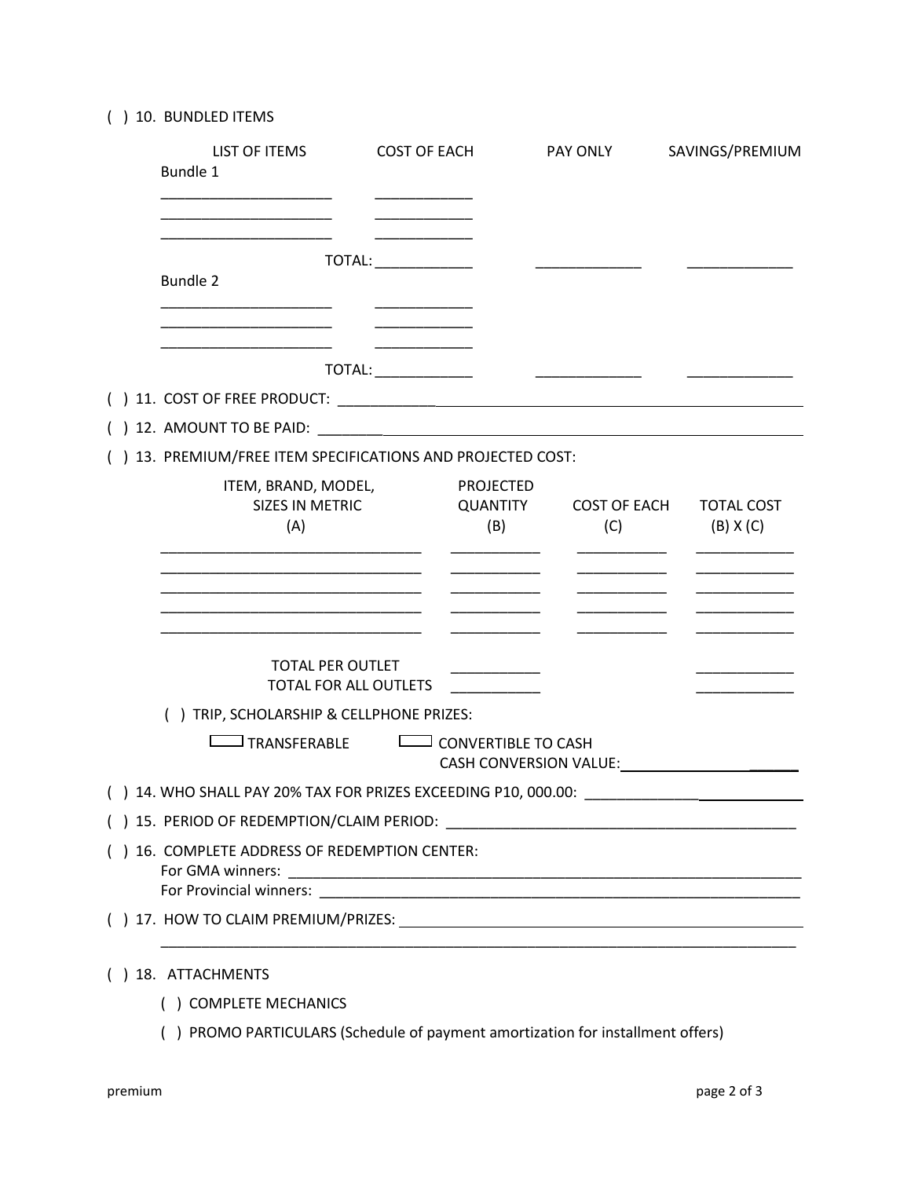( ) 10. BUNDLED ITEMS

| LIST OF ITEMS | COST OF EACH | PAY ONLY | SAVINGS/PREMIUM |
|---|---|---|---|
| Bundle 1 | | | |
| ____________________ | ___________ | | |
| ____________________ | ___________ | | |
| ____________________ | ___________ | | |
| TOTAL: | ___________ | ____________ | ____________ |
| Bundle 2 | | | |
| ____________________ | ___________ | | |
| ____________________ | ___________ | | |
| ____________________ | ___________ | | |
| TOTAL: | ___________ | ____________ | ____________ |

( ) 11. COST OF FREE PRODUCT: ____________________________________________________________

( ) 12. AMOUNT TO BE PAID: ______________________________________________________________

( ) 13. PREMIUM/FREE ITEM SPECIFICATIONS AND PROJECTED COST:

| ITEM, BRAND, MODEL, SIZES IN METRIC (A) | PROJECTED QUANTITY (B) | COST OF EACH (C) | TOTAL COST (B) X (C) |
|---|---|---|---|
| ______________________________ | __________ | __________ | ___________ |
| ______________________________ | __________ | __________ | ___________ |
| ______________________________ | __________ | __________ | ___________ |
| ______________________________ | __________ | __________ | ___________ |
| ______________________________ | __________ | __________ | ___________ |
| TOTAL PER OUTLET | __________ | | ___________ |
| TOTAL FOR ALL OUTLETS | __________ | | ___________ |

( ) TRIP, SCHOLARSHIP & CELLPHONE PRIZES:

☐ TRANSFERABLE ☐ CONVERTIBLE TO CASH

CASH CONVERSION VALUE: ______________________

( ) 14. WHO SHALL PAY 20% TAX FOR PRIZES EXCEEDING P10, 000.00: __________________________

( ) 15. PERIOD OF REDEMPTION/CLAIM PERIOD: ___________________________________________

( ) 16. COMPLETE ADDRESS OF REDEMPTION CENTER:

For GMA winners: ___________________________________________________________

For Provincial winners: ______________________________________________________

( ) 17. HOW TO CLAIM PREMIUM/PRIZES: ______________________________________________

_____________________________________________________________________________

( ) 18. ATTACHMENTS

( ) COMPLETE MECHANICS

( ) PROMO PARTICULARS (Schedule of payment amortization for installment offers)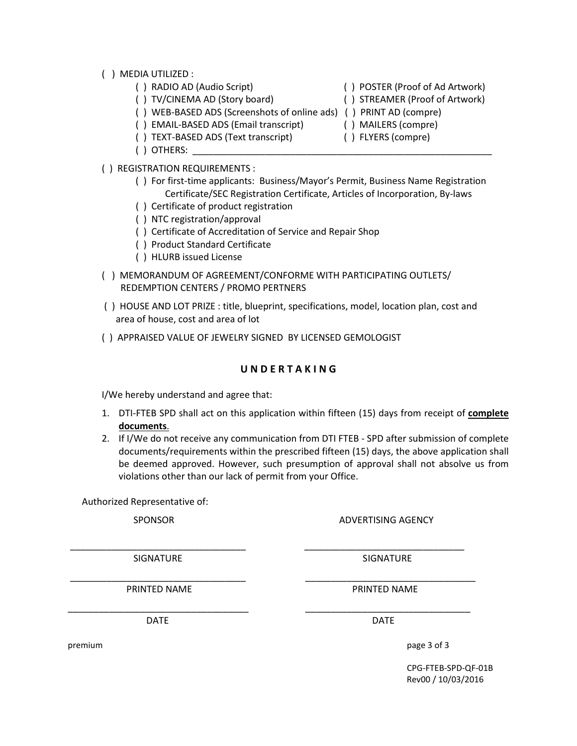( ) MEDIA UTILIZED :

- ( ) RADIO AD (Audio Script)
- ( ) TV/CINEMA AD (Story board)
- ( ) WEB-BASED ADS (Screenshots of online ads)
- ( ) EMAIL-BASED ADS (Email transcript)
- ( ) TEXT-BASED ADS (Text transcript)
- ( ) POSTER (Proof of Ad Artwork)
- ( ) STREAMER (Proof of Artwork)
- ( ) PRINT AD (compre)
- ( ) MAILERS (compre)
- ( ) FLYERS (compre)
- ( ) OTHERS: ____________________________________________________________

( ) REGISTRATION REQUIREMENTS :

- ( ) For first-time applicants: Business/Mayor's Permit, Business Name Registration Certificate/SEC Registration Certificate, Articles of Incorporation, By-laws
- ( ) Certificate of product registration
- ( ) NTC registration/approval
- ( ) Certificate of Accreditation of Service and Repair Shop
- ( ) Product Standard Certificate
- ( ) HLURB issued License

( ) MEMORANDUM OF AGREEMENT/CONFORME WITH PARTICIPATING OUTLETS/ REDEMPTION CENTERS / PROMO PERTNERS

( ) HOUSE AND LOT PRIZE : title, blueprint, specifications, model, location plan, cost and area of house, cost and area of lot

( ) APPRAISED VALUE OF JEWELRY SIGNED BY LICENSED GEMOLOGIST

## U N D E R T A K I N G

I/We hereby understand and agree that:

1. DTI-FTEB SPD shall act on this application within fifteen (15) days from receipt of **complete documents**.
2. If I/We do not receive any communication from DTI FTEB - SPD after submission of complete documents/requirements within the prescribed fifteen (15) days, the above application shall be deemed approved. However, such presumption of approval shall not absolve us from violations other than our lack of permit from your Office.

Authorized Representative of:

| SPONSOR | ADVERTISING AGENCY |
|---|---|
| ___________________________________ | ________________________________ |
| SIGNATURE | SIGNATURE |
| ___________________________________ | __________________________________ |
| PRINTED NAME | PRINTED NAME |
| ____________________________________ | _________________________________ |
| DATE | DATE |

premium

CPG-FTEB-SPD-QF-01B
Rev00 / 10/03/2016